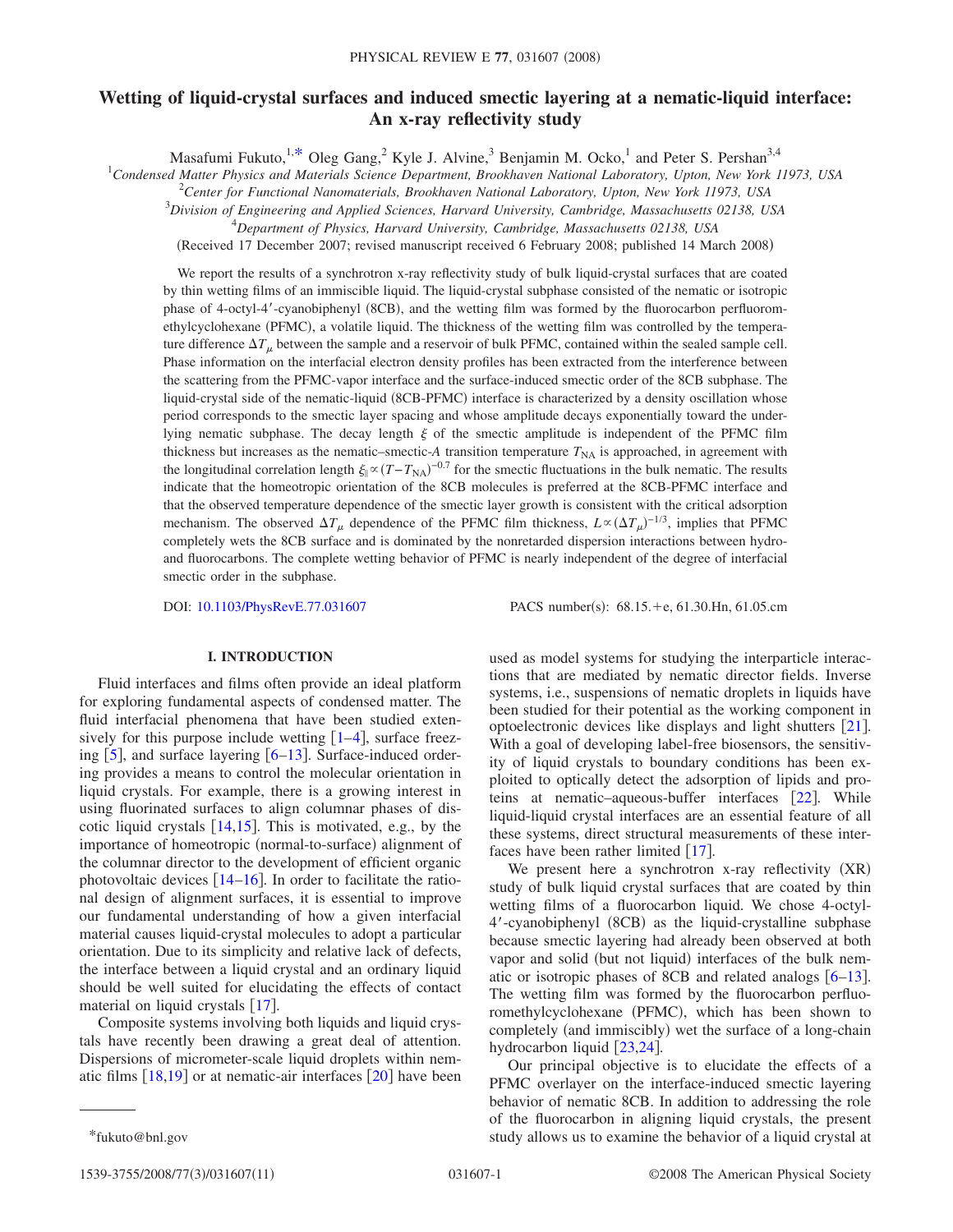# Wetting of liquid-crystal surfaces and induced smectic layering at a nematic-liquid interface: An x-ray reflectivity study

Masafumi Fukuto,[1,*] Oleg Gang,[2] Kyle J. Alvine,[3] Benjamin M. Ocko,[1] and Peter S. Pershan[3,4]

[1]Condensed Matter Physics and Materials Science Department, Brookhaven National Laboratory, Upton, New York 11973, USA
[2]Center for Functional Nanomaterials, Brookhaven National Laboratory, Upton, New York 11973, USA
[3]Division of Engineering and Applied Sciences, Harvard University, Cambridge, Massachusetts 02138, USA
[4]Department of Physics, Harvard University, Cambridge, Massachusetts 02138, USA

(Received 17 December 2007; revised manuscript received 6 February 2008; published 14 March 2008)

We report the results of a synchrotron x-ray reflectivity study of bulk liquid-crystal surfaces that are coated by thin wetting films of an immiscible liquid. The liquid-crystal subphase consisted of the nematic or isotropic phase of 4-octyl-4′-cyanobiphenyl (8CB), and the wetting film was formed by the fluorocarbon perfluoromethylcyclohexane (PFMC), a volatile liquid. The thickness of the wetting film was controlled by the temperature difference $\Delta T_{\mu}$ between the sample and a reservoir of bulk PFMC, contained within the sealed sample cell. Phase information on the interfacial electron density profiles has been extracted from the interference between the scattering from the PFMC-vapor interface and the surface-induced smectic order of the 8CB subphase. The liquid-crystal side of the nematic-liquid (8CB-PFMC) interface is characterized by a density oscillation whose period corresponds to the smectic layer spacing and whose amplitude decays exponentially toward the underlying nematic subphase. The decay length $\xi$ of the smectic amplitude is independent of the PFMC film thickness but increases as the nematic–smectic-*A* transition temperature $T_{\mathrm{NA}}$ is approached, in agreement with the longitudinal correlation length $\xi_{\parallel} \propto (T-T_{\mathrm{NA}})^{-0.7}$ for the smectic fluctuations in the bulk nematic. The results indicate that the homeotropic orientation of the 8CB molecules is preferred at the 8CB-PFMC interface and that the observed temperature dependence of the smectic layer growth is consistent with the critical adsorption mechanism. The observed $\Delta T_{\mu}$ dependence of the PFMC film thickness, $L \propto (\Delta T_{\mu})^{-1/3}$, implies that PFMC completely wets the 8CB surface and is dominated by the nonretarded dispersion interactions between hydro- and fluorocarbons. The complete wetting behavior of PFMC is nearly independent of the degree of interfacial smectic order in the subphase.

DOI: 10.1103/PhysRevE.77.031607 PACS number(s): 68.15.+e, 61.30.Hn, 61.05.cm

## I. INTRODUCTION

Fluid interfaces and films often provide an ideal platform for exploring fundamental aspects of condensed matter. The fluid interfacial phenomena that have been studied extensively for this purpose include wetting [1–4], surface freezing [5], and surface layering [6–13]. Surface-induced ordering provides a means to control the molecular orientation in liquid crystals. For example, there is a growing interest in using fluorinated surfaces to align columnar phases of discotic liquid crystals [14,15]. This is motivated, e.g., by the importance of homeotropic (normal-to-surface) alignment of the columnar director to the development of efficient organic photovoltaic devices [14–16]. In order to facilitate the rational design of alignment surfaces, it is essential to improve our fundamental understanding of how a given interfacial material causes liquid-crystal molecules to adopt a particular orientation. Due to its simplicity and relative lack of defects, the interface between a liquid crystal and an ordinary liquid should be well suited for elucidating the effects of contact material on liquid crystals [17].

Composite systems involving both liquids and liquid crystals have recently been drawing a great deal of attention. Dispersions of micrometer-scale liquid droplets within nematic films [18,19] or at nematic-air interfaces [20] have been used as model systems for studying the interparticle interactions that are mediated by nematic director fields. Inverse systems, i.e., suspensions of nematic droplets in liquids have been studied for their potential as the working component in optoelectronic devices like displays and light shutters [21]. With a goal of developing label-free biosensors, the sensitivity of liquid crystals to boundary conditions has been exploited to optically detect the adsorption of lipids and proteins at nematic–aqueous-buffer interfaces [22]. While liquid-liquid crystal interfaces are an essential feature of all these systems, direct structural measurements of these interfaces have been rather limited [17].

We present here a synchrotron x-ray reflectivity (XR) study of bulk liquid crystal surfaces that are coated by thin wetting films of a fluorocarbon liquid. We chose 4-octyl-4′-cyanobiphenyl (8CB) as the liquid-crystalline subphase because smectic layering had already been observed at both vapor and solid (but not liquid) interfaces of the bulk nematic or isotropic phases of 8CB and related analogs [6–13]. The wetting film was formed by the fluorocarbon perfluoromethylcyclohexane (PFMC), which has been shown to completely (and immiscibly) wet the surface of a long-chain hydrocarbon liquid [23,24].

Our principal objective is to elucidate the effects of a PFMC overlayer on the interface-induced smectic layering behavior of nematic 8CB. In addition to addressing the role of the fluorocarbon in aligning liquid crystals, the present study allows us to examine the behavior of a liquid crystal at

*fukuto@bnl.gov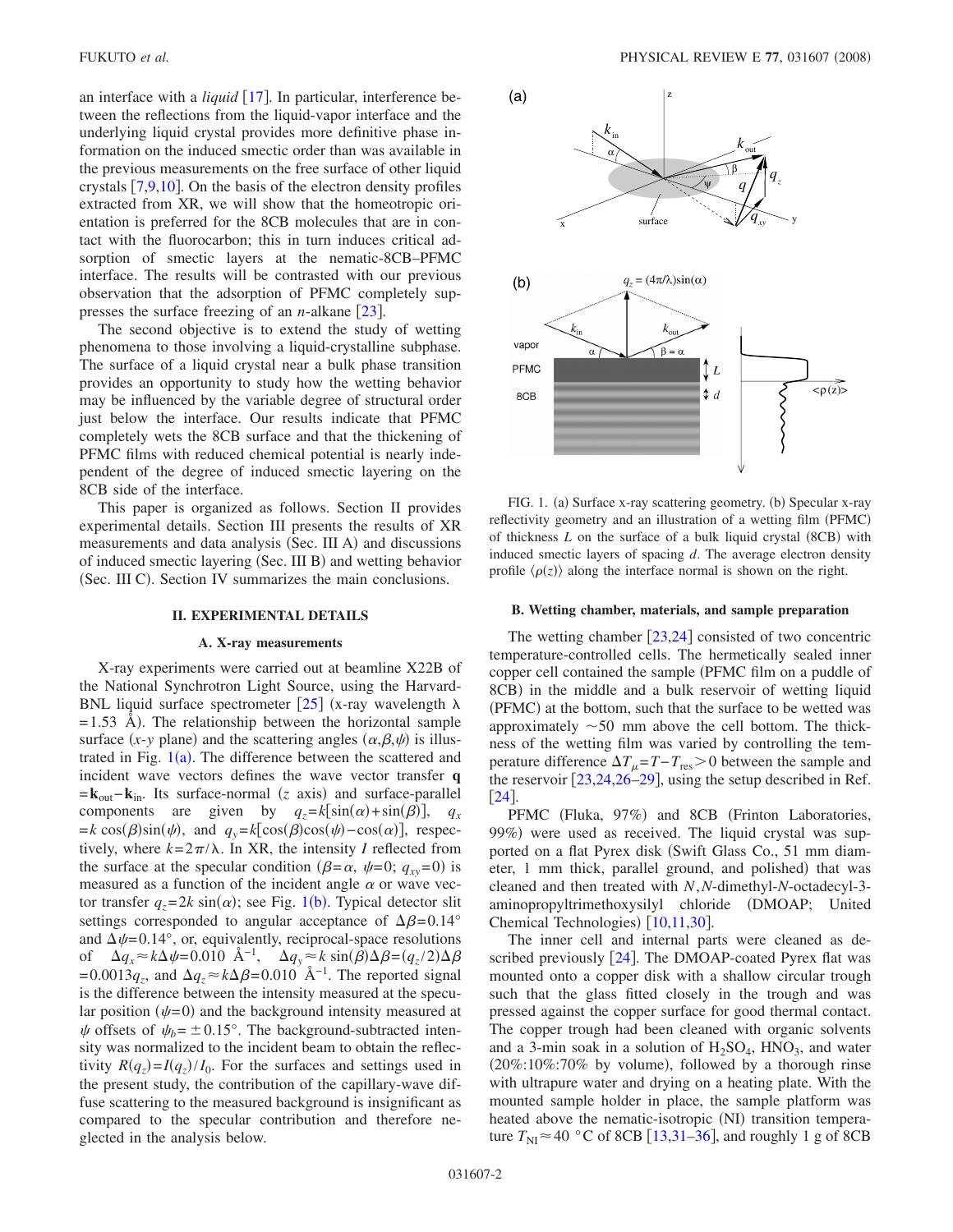an interface with a *liquid* [17]. In particular, interference between the reflections from the liquid-vapor interface and the underlying liquid crystal provides more definitive phase information on the induced smectic order than was available in the previous measurements on the free surface of other liquid crystals [7,9,10]. On the basis of the electron density profiles extracted from XR, we will show that the homeotropic orientation is preferred for the 8CB molecules that are in contact with the fluorocarbon; this in turn induces critical adsorption of smectic layers at the nematic-8CB–PFMC interface. The results will be contrasted with our previous observation that the adsorption of PFMC completely suppresses the surface freezing of an *n*-alkane [23].

The second objective is to extend the study of wetting phenomena to those involving a liquid-crystalline subphase. The surface of a liquid crystal near a bulk phase transition provides an opportunity to study how the wetting behavior may be influenced by the variable degree of structural order just below the interface. Our results indicate that PFMC completely wets the 8CB surface and that the thickening of PFMC films with reduced chemical potential is nearly independent of the degree of induced smectic layering on the 8CB side of the interface.

This paper is organized as follows. Section II provides experimental details. Section III presents the results of XR measurements and data analysis (Sec. III A) and discussions of induced smectic layering (Sec. III B) and wetting behavior (Sec. III C). Section IV summarizes the main conclusions.

## II. EXPERIMENTAL DETAILS

### A. X-ray measurements

X-ray experiments were carried out at beamline X22B of the National Synchrotron Light Source, using the Harvard-BNL liquid surface spectrometer [25] (x-ray wavelength $\lambda = 1.53$ Å). The relationship between the horizontal sample surface ($x$-$y$ plane) and the scattering angles ($\alpha,\beta,\psi$) is illustrated in Fig. 1(a). The difference between the scattered and incident wave vectors defines the wave vector transfer $\mathbf{q} = \mathbf{k}_{\text{out}} - \mathbf{k}_{\text{in}}$. Its surface-normal ($z$ axis) and surface-parallel components are given by $q_z = k[\sin(\alpha)+\sin(\beta)]$, $q_x = k\cos(\beta)\sin(\psi)$, and $q_y = k[\cos(\beta)\cos(\psi) - \cos(\alpha)]$, respectively, where $k = 2\pi/\lambda$. In XR, the intensity $I$ reflected from the surface at the specular condition ($\beta=\alpha$, $\psi=0$; $q_{xy}=0$) is measured as a function of the incident angle $\alpha$ or wave vector transfer $q_z = 2k\sin(\alpha)$; see Fig. 1(b). Typical detector slit settings corresponded to angular acceptance of $\Delta\beta = 0.14°$ and $\Delta\psi = 0.14°$, or, equivalently, reciprocal-space resolutions of $\Delta q_x \approx k\Delta\psi = 0.010$ Å$^{-1}$, $\Delta q_y \approx k\sin(\beta)\Delta\beta = (q_z/2)\Delta\beta = 0.0013 q_z$, and $\Delta q_z \approx k\Delta\beta = 0.010$ Å$^{-1}$. The reported signal is the difference between the intensity measured at the specular position ($\psi=0$) and the background intensity measured at $\psi$ offsets of $\psi_b = \pm 0.15°$. The background-subtracted intensity was normalized to the incident beam to obtain the reflectivity $R(q_z) = I(q_z)/I_0$. For the surfaces and settings used in the present study, the contribution of the capillary-wave diffuse scattering to the measured background is insignificant as compared to the specular contribution and therefore neglected in the analysis below.

FIG. 1. (a) Surface x-ray scattering geometry. (b) Specular x-ray reflectivity geometry and an illustration of a wetting film (PFMC) of thickness $L$ on the surface of a bulk liquid crystal (8CB) with induced smectic layers of spacing $d$. The average electron density profile $\langle\rho(z)\rangle$ along the interface normal is shown on the right.

### B. Wetting chamber, materials, and sample preparation

The wetting chamber [23,24] consisted of two concentric temperature-controlled cells. The hermetically sealed inner copper cell contained the sample (PFMC film on a puddle of 8CB) in the middle and a bulk reservoir of wetting liquid (PFMC) at the bottom, such that the surface to be wetted was approximately ~50 mm above the cell bottom. The thickness of the wetting film was varied by controlling the temperature difference $\Delta T_\mu = T - T_{\text{res}} > 0$ between the sample and the reservoir [23,24,26–29], using the setup described in Ref. [24].

PFMC (Fluka, 97%) and 8CB (Frinton Laboratories, 99%) were used as received. The liquid crystal was supported on a flat Pyrex disk (Swift Glass Co., 51 mm diameter, 1 mm thick, parallel ground, and polished) that was cleaned and then treated with *N*,*N*-dimethyl-*N*-octadecyl-3-aminopropyltrimethoxysilyl chloride (DMOAP; United Chemical Technologies) [10,11,30].

The inner cell and internal parts were cleaned as described previously [24]. The DMOAP-coated Pyrex flat was mounted onto a copper disk with a shallow circular trough such that the glass fitted closely in the trough and was pressed against the copper surface for good thermal contact. The copper trough had been cleaned with organic solvents and a 3-min soak in a solution of $H_2SO_4$, $HNO_3$, and water (20%:10%:70% by volume), followed by a thorough rinse with ultrapure water and drying on a heating plate. With the mounted sample holder in place, the sample platform was heated above the nematic-isotropic (NI) transition temperature $T_{\text{NI}} \approx 40$ °C of 8CB [13,31–36], and roughly 1 g of 8CB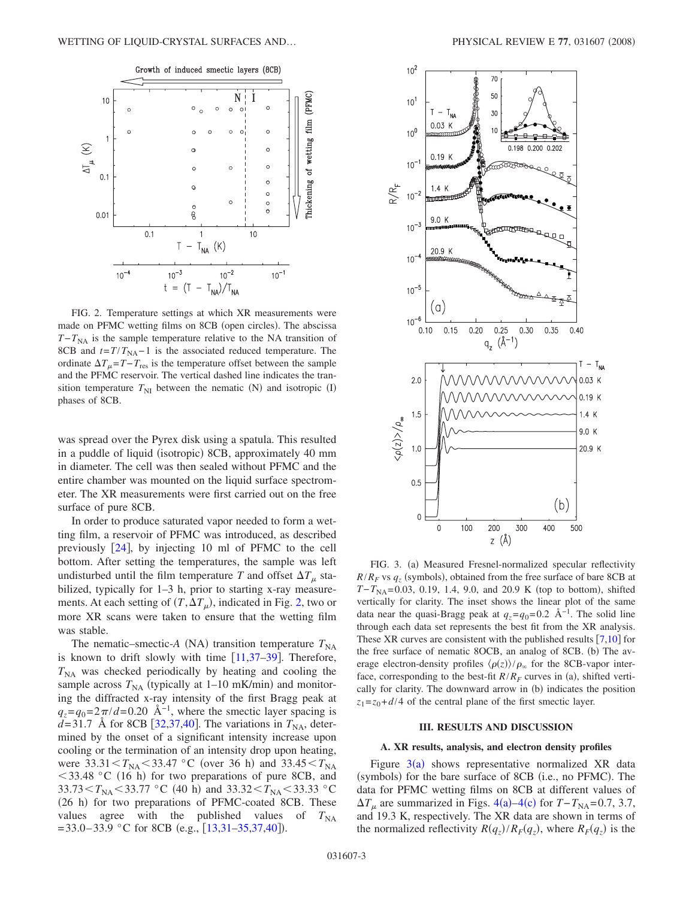FIG. 2. Temperature settings at which XR measurements were made on PFMC wetting films on 8CB (open circles). The abscissa $T-T_{\rm NA}$ is the sample temperature relative to the NA transition of 8CB and $t=T/T_{\rm NA}-1$ is the associated reduced temperature. The ordinate $\Delta T_\mu = T - T_{\rm res}$ is the temperature offset between the sample and the PFMC reservoir. The vertical dashed line indicates the transition temperature $T_{\rm NI}$ between the nematic (N) and isotropic (I) phases of 8CB.

was spread over the Pyrex disk using a spatula. This resulted in a puddle of liquid (isotropic) 8CB, approximately 40 mm in diameter. The cell was then sealed without PFMC and the entire chamber was mounted on the liquid surface spectrometer. The XR measurements were first carried out on the free surface of pure 8CB.

In order to produce saturated vapor needed to form a wetting film, a reservoir of PFMC was introduced, as described previously [24], by injecting 10 ml of PFMC to the cell bottom. After setting the temperatures, the sample was left undisturbed until the film temperature $T$ and offset $\Delta T_\mu$ stabilized, typically for 1–3 h, prior to starting x-ray measurements. At each setting of $(T, \Delta T_\mu)$, indicated in Fig. 2, two or more XR scans were taken to ensure that the wetting film was stable.

The nematic–smectic-$A$ (NA) transition temperature $T_{\rm NA}$ is known to drift slowly with time [11,37–39]. Therefore, $T_{\rm NA}$ was checked periodically by heating and cooling the sample across $T_{\rm NA}$ (typically at 1–10 mK/min) and monitoring the diffracted x-ray intensity of the first Bragg peak at $q_z = q_0 = 2\pi/d = 0.20$ Å$^{-1}$, where the smectic layer spacing is $d=31.7$ Å for 8CB [32,37,40]. The variations in $T_{\rm NA}$, determined by the onset of a significant intensity increase upon cooling or the termination of an intensity drop upon heating, were $33.31 < T_{\rm NA} < 33.47$ °C (over 36 h) and $33.45 < T_{\rm NA} < 33.48$ °C (16 h) for two preparations of pure 8CB, and $33.73 < T_{\rm NA} < 33.77$ °C (40 h) and $33.32 < T_{\rm NA} < 33.33$ °C (26 h) for two preparations of PFMC-coated 8CB. These values agree with the published values of $T_{\rm NA} = 33.0$–$33.9$ °C for 8CB (e.g., [13,31–35,37,40]).

FIG. 3. (a) Measured Fresnel-normalized specular reflectivity $R/R_F$ vs $q_z$ (symbols), obtained from the free surface of bare 8CB at $T-T_{\rm NA}=0.03$, 0.19, 1.4, 9.0, and 20.9 K (top to bottom), shifted vertically for clarity. The inset shows the linear plot of the same data near the quasi-Bragg peak at $q_z = q_0 = 0.2$ Å$^{-1}$. The solid line through each data set represents the best fit from the XR analysis. These XR curves are consistent with the published results [7,10] for the free surface of nematic 8OCB, an analog of 8CB. (b) The average electron-density profiles $\langle \rho(z) \rangle / \rho_\infty$ for the 8CB-vapor interface, corresponding to the best-fit $R/R_F$ curves in (a), shifted vertically for clarity. The downward arrow in (b) indicates the position $z_1 = z_0 + d/4$ of the central plane of the first smectic layer.

## III. RESULTS AND DISCUSSION

### A. XR results, analysis, and electron density profiles

Figure 3(a) shows representative normalized XR data (symbols) for the bare surface of 8CB (i.e., no PFMC). The data for PFMC wetting films on 8CB at different values of $\Delta T_\mu$ are summarized in Figs. 4(a)–4(c) for $T-T_{\rm NA}=0.7$, 3.7, and 19.3 K, respectively. The XR data are shown in terms of the normalized reflectivity $R(q_z)/R_F(q_z)$, where $R_F(q_z)$ is the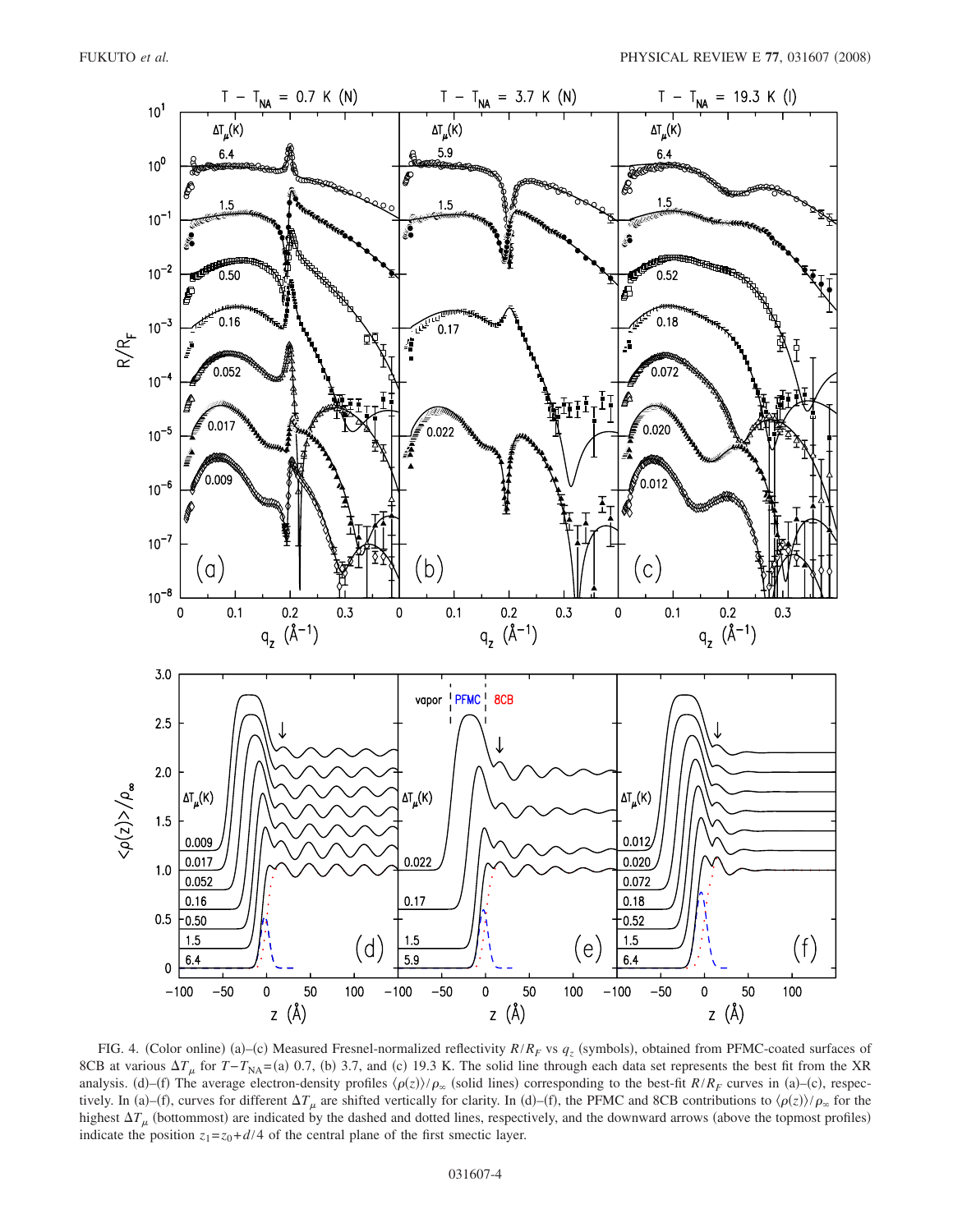FIG. 4. (Color online) (a)–(c) Measured Fresnel-normalized reflectivity $R/R_F$ vs $q_z$ (symbols), obtained from PFMC-coated surfaces of 8CB at various $\Delta T_\mu$ for $T-T_{NA}$=(a) 0.7, (b) 3.7, and (c) 19.3 K. The solid line through each data set represents the best fit from the XR analysis. (d)–(f) The average electron-density profiles $\langle\rho(z)\rangle/\rho_\infty$ (solid lines) corresponding to the best-fit $R/R_F$ curves in (a)–(c), respectively. In (a)–(f), curves for different $\Delta T_\mu$ are shifted vertically for clarity. In (d)–(f), the PFMC and 8CB contributions to $\langle\rho(z)\rangle/\rho_\infty$ for the highest $\Delta T_\mu$ (bottommost) are indicated by the dashed and dotted lines, respectively, and the downward arrows (above the topmost profiles) indicate the position $z_1=z_0+d/4$ of the central plane of the first smectic layer.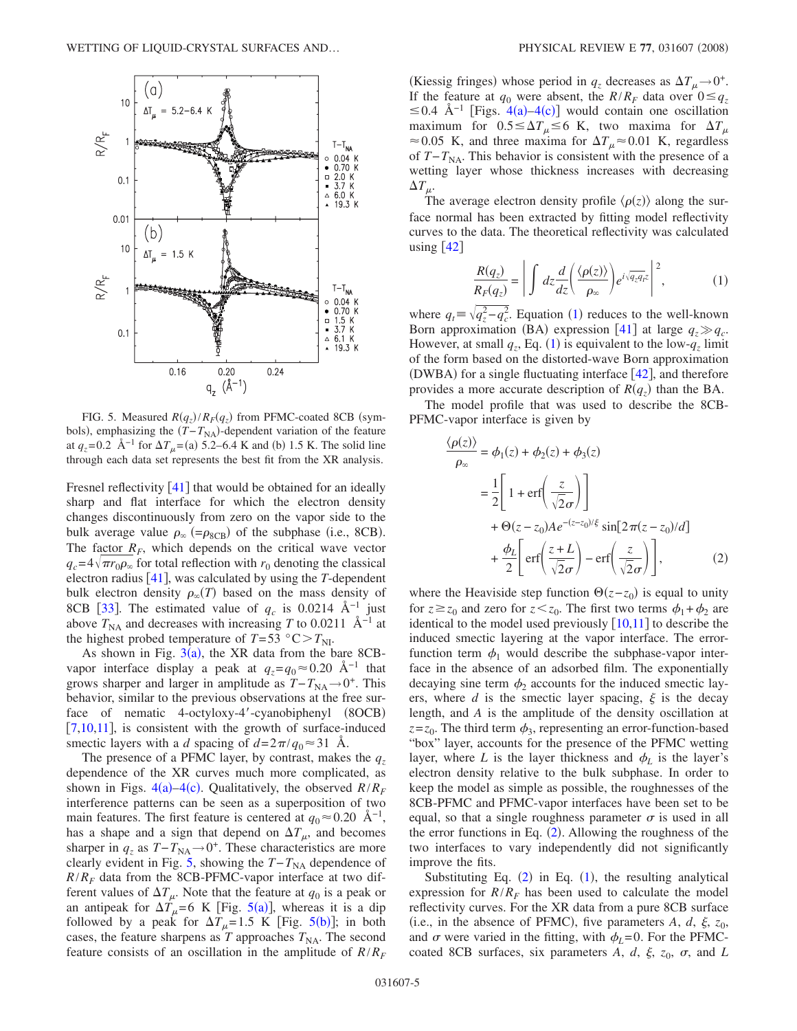FIG. 5. Measured $R(q_z)/R_F(q_z)$ from PFMC-coated 8CB (symbols), emphasizing the $(T-T_{NA})$-dependent variation of the feature at $q_z=0.2$ Å$^{-1}$ for $\Delta T_\mu$=(a) 5.2–6.4 K and (b) 1.5 K. The solid line through each data set represents the best fit from the XR analysis.

Fresnel reflectivity [41] that would be obtained for an ideally sharp and flat interface for which the electron density changes discontinuously from zero on the vapor side to the bulk average value $\rho_\infty$ $(=\rho_{8CB})$ of the subphase (i.e., 8CB). The factor $R_F$, which depends on the critical wave vector $q_c=4\sqrt{\pi r_0 \rho_\infty}$ for total reflection with $r_0$ denoting the classical electron radius [41], was calculated by using the $T$-dependent bulk electron density $\rho_\infty(T)$ based on the mass density of 8CB [33]. The estimated value of $q_c$ is 0.0214 Å$^{-1}$ just above $T_{NA}$ and decreases with increasing $T$ to 0.0211 Å$^{-1}$ at the highest probed temperature of $T$=53 °C$>T_{NI}$.

As shown in Fig. 3(a), the XR data from the bare 8CB-vapor interface display a peak at $q_z=q_0\approx 0.20$ Å$^{-1}$ that grows sharper and larger in amplitude as $T-T_{NA}\to 0^+$. This behavior, similar to the previous observations at the free surface of nematic 4-octyloxy-4′-cyanobiphenyl (8OCB) [7,10,11], is consistent with the growth of surface-induced smectic layers with a $d$ spacing of $d=2\pi/q_0\approx 31$ Å.

The presence of a PFMC layer, by contrast, makes the $q_z$ dependence of the XR curves much more complicated, as shown in Figs. 4(a)–4(c). Qualitatively, the observed $R/R_F$ interference patterns can be seen as a superposition of two main features. The first feature is centered at $q_0\approx 0.20$ Å$^{-1}$, has a shape and a sign that depend on $\Delta T_\mu$, and becomes sharper in $q_z$ as $T-T_{NA}\to 0^+$. These characteristics are more clearly evident in Fig. 5, showing the $T-T_{NA}$ dependence of $R/R_F$ data from the 8CB-PFMC-vapor interface at two different values of $\Delta T_\mu$. Note that the feature at $q_0$ is a peak or an antipeak for $\Delta T_\mu$=6 K [Fig. 5(a)], whereas it is a dip followed by a peak for $\Delta T_\mu$=1.5 K [Fig. 5(b)]; in both cases, the feature sharpens as $T$ approaches $T_{NA}$. The second feature consists of an oscillation in the amplitude of $R/R_F$ (Kiessig fringes) whose period in $q_z$ decreases as $\Delta T_\mu\to 0^+$. If the feature at $q_0$ were absent, the $R/R_F$ data over $0\le q_z\le 0.4$ Å$^{-1}$ [Figs. 4(a)–4(c)] would contain one oscillation maximum for $0.5\le\Delta T_\mu\le 6$ K, two maxima for $\Delta T_\mu\approx 0.05$ K, and three maxima for $\Delta T_\mu\approx 0.01$ K, regardless of $T-T_{NA}$. This behavior is consistent with the presence of a wetting layer whose thickness increases with decreasing $\Delta T_\mu$.

The average electron density profile $\langle\rho(z)\rangle$ along the surface normal has been extracted by fitting model reflectivity curves to the data. The theoretical reflectivity was calculated using [42]

$$\frac{R(q_z)}{R_F(q_z)}=\left|\int dz\frac{d}{dz}\left(\frac{\langle\rho(z)\rangle}{\rho_\infty}\right)e^{i\sqrt{q_z q_t}z}\right|^2, \tag{1}$$

where $q_t\equiv\sqrt{q_z^2-q_c^2}$. Equation (1) reduces to the well-known Born approximation (BA) expression [41] at large $q_z\gg q_c$. However, at small $q_z$, Eq. (1) is equivalent to the low-$q_z$ limit of the form based on the distorted-wave Born approximation (DWBA) for a single fluctuating interface [42], and therefore provides a more accurate description of $R(q_z)$ than the BA.

The model profile that was used to describe the 8CB-PFMC-vapor interface is given by

$$\begin{aligned}\frac{\langle\rho(z)\rangle}{\rho_\infty}&=\phi_1(z)+\phi_2(z)+\phi_3(z)\\&=\frac{1}{2}\left[1+\mathrm{erf}\left(\frac{z}{\sqrt{2}\sigma}\right)\right]\\&\quad+\Theta(z-z_0)Ae^{-(z-z_0)/\xi}\sin[2\pi(z-z_0)/d]\\&\quad+\frac{\phi_L}{2}\left[\mathrm{erf}\left(\frac{z+L}{\sqrt{2}\sigma}\right)-\mathrm{erf}\left(\frac{z}{\sqrt{2}\sigma}\right)\right],\end{aligned} \tag{2}$$

where the Heaviside step function $\Theta(z-z_0)$ is equal to unity for $z\ge z_0$ and zero for $z<z_0$. The first two terms $\phi_1+\phi_2$ are identical to the model used previously [10,11] to describe the induced smectic layering at the vapor interface. The error-function term $\phi_1$ would describe the subphase-vapor interface in the absence of an adsorbed film. The exponentially decaying sine term $\phi_2$ accounts for the induced smectic layers, where $d$ is the smectic layer spacing, $\xi$ is the decay length, and $A$ is the amplitude of the density oscillation at $z=z_0$. The third term $\phi_3$, representing an error-function-based "box" layer, accounts for the presence of the PFMC wetting layer, where $L$ is the layer thickness and $\phi_L$ is the layer's electron density relative to the bulk subphase. In order to keep the model as simple as possible, the roughnesses of the 8CB-PFMC and PFMC-vapor interfaces have been set to be equal, so that a single roughness parameter $\sigma$ is used in all the error functions in Eq. (2). Allowing the roughness of the two interfaces to vary independently did not significantly improve the fits.

Substituting Eq. (2) in Eq. (1), the resulting analytical expression for $R/R_F$ has been used to calculate the model reflectivity curves. For the XR data from a pure 8CB surface (i.e., in the absence of PFMC), five parameters $A$, $d$, $\xi$, $z_0$, and $\sigma$ were varied in the fitting, with $\phi_L$=0. For the PFMC-coated 8CB surfaces, six parameters $A$, $d$, $\xi$, $z_0$, $\sigma$, and $L$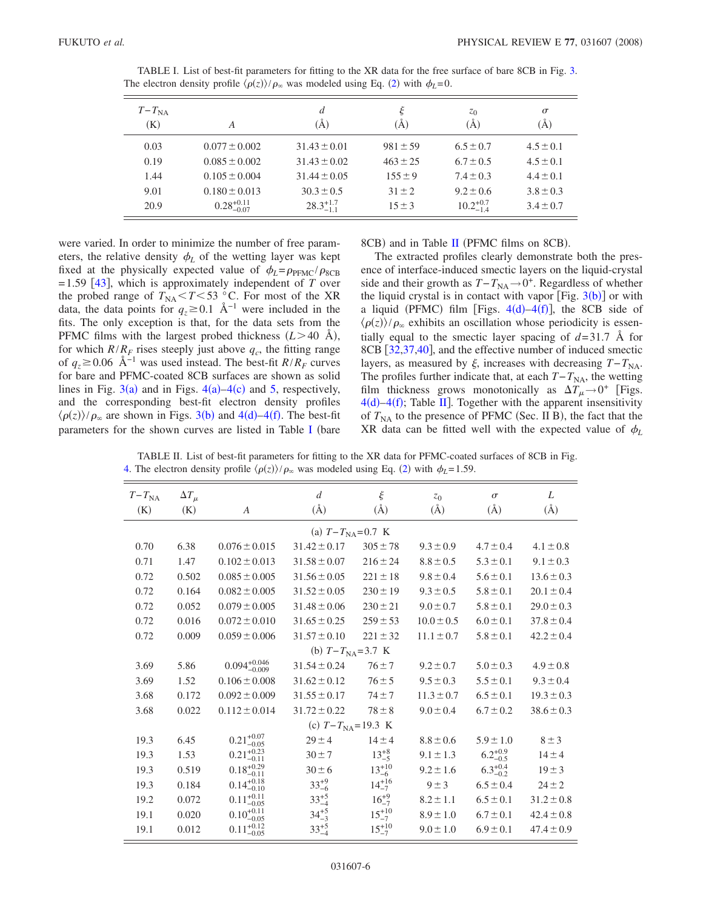TABLE I. List of best-fit parameters for fitting to the XR data for the free surface of bare 8CB in Fig. 3. The electron density profile $\langle\rho(z)\rangle/\rho_\infty$ was modeled using Eq. (2) with $\phi_L=0$.

| $T-T_{\rm NA}$ (K) | $A$ | $d$ (Å) | $\xi$ (Å) | $z_0$ (Å) | $\sigma$ (Å) |
|---|---|---|---|---|---|
| 0.03 | $0.077\pm0.002$ | $31.43\pm0.01$ | $981\pm59$ | $6.5\pm0.7$ | $4.5\pm0.1$ |
| 0.19 | $0.085\pm0.002$ | $31.43\pm0.02$ | $463\pm25$ | $6.7\pm0.5$ | $4.5\pm0.1$ |
| 1.44 | $0.105\pm0.004$ | $31.44\pm0.05$ | $155\pm9$ | $7.4\pm0.3$ | $4.4\pm0.1$ |
| 9.01 | $0.180\pm0.013$ | $30.3\pm0.5$ | $31\pm2$ | $9.2\pm0.6$ | $3.8\pm0.3$ |
| 20.9 | $0.28^{+0.11}_{-0.07}$ | $28.3^{+1.7}_{-1.1}$ | $15\pm3$ | $10.2^{+0.7}_{-1.4}$ | $3.4\pm0.7$ |

were varied. In order to minimize the number of free parameters, the relative density $\phi_L$ of the wetting layer was kept fixed at the physically expected value of $\phi_L=\rho_{\rm PFMC}/\rho_{\rm 8CB}=1.59$ [43], which is approximately independent of $T$ over the probed range of $T_{\rm NA}<T<53$ °C. For most of the XR data, the data points for $q_z\geq0.1$ Å$^{-1}$ were included in the fits. The only exception is that, for the data sets from the PFMC films with the largest probed thickness ($L>40$ Å), for which $R/R_F$ rises steeply just above $q_c$, the fitting range of $q_z\geq0.06$ Å$^{-1}$ was used instead. The best-fit $R/R_F$ curves for bare and PFMC-coated 8CB surfaces are shown as solid lines in Fig. 3(a) and in Figs. 4(a)–4(c) and 5, respectively, and the corresponding best-fit electron density profiles $\langle\rho(z)\rangle/\rho_\infty$ are shown in Figs. 3(b) and 4(d)–4(f). The best-fit parameters for the shown curves are listed in Table I (bare 8CB) and in Table II (PFMC films on 8CB).

The extracted profiles clearly demonstrate both the presence of interface-induced smectic layers on the liquid-crystal side and their growth as $T-T_{\rm NA}\to0^+$. Regardless of whether the liquid crystal is in contact with vapor [Fig. 3(b)] or with a liquid (PFMC) film [Figs. 4(d)–4(f)], the 8CB side of $\langle\rho(z)\rangle/\rho_\infty$ exhibits an oscillation whose periodicity is essentially equal to the smectic layer spacing of $d=31.7$ Å for 8CB [32,37,40], and the effective number of induced smectic layers, as measured by $\xi$, increases with decreasing $T-T_{\rm NA}$. The profiles further indicate that, at each $T-T_{\rm NA}$, the wetting film thickness grows monotonically as $\Delta T_\mu\to0^+$ [Figs. 4(d)–4(f); Table II]. Together with the apparent insensitivity of $T_{\rm NA}$ to the presence of PFMC (Sec. II B), the fact that the XR data can be fitted well with the expected value of $\phi_L$

TABLE II. List of best-fit parameters for fitting to the XR data for PFMC-coated surfaces of 8CB in Fig. 4. The electron density profile $\langle\rho(z)\rangle/\rho_\infty$ was modeled using Eq. (2) with $\phi_L=1.59$.

| $T-T_{\rm NA}$ (K) | $\Delta T_\mu$ (K) | $A$ | $d$ (Å) | $\xi$ (Å) | $z_0$ (Å) | $\sigma$ (Å) | $L$ (Å) |
|---|---|---|---|---|---|---|---|
| **(a) $T-T_{\rm NA}=0.7$ K** | | | | | | | |
| 0.70 | 6.38 | $0.076\pm0.015$ | $31.42\pm0.17$ | $305\pm78$ | $9.3\pm0.9$ | $4.7\pm0.4$ | $4.1\pm0.8$ |
| 0.71 | 1.47 | $0.102\pm0.013$ | $31.58\pm0.07$ | $216\pm24$ | $8.8\pm0.5$ | $5.3\pm0.1$ | $9.1\pm0.3$ |
| 0.72 | 0.502 | $0.085\pm0.005$ | $31.56\pm0.05$ | $221\pm18$ | $9.8\pm0.4$ | $5.6\pm0.1$ | $13.6\pm0.3$ |
| 0.72 | 0.164 | $0.082\pm0.005$ | $31.52\pm0.05$ | $230\pm19$ | $9.3\pm0.5$ | $5.8\pm0.1$ | $20.1\pm0.4$ |
| 0.72 | 0.052 | $0.079\pm0.005$ | $31.48\pm0.06$ | $230\pm21$ | $9.0\pm0.7$ | $5.8\pm0.1$ | $29.0\pm0.3$ |
| 0.72 | 0.016 | $0.072\pm0.010$ | $31.65\pm0.25$ | $259\pm53$ | $10.0\pm0.5$ | $6.0\pm0.1$ | $37.8\pm0.4$ |
| 0.72 | 0.009 | $0.059\pm0.006$ | $31.57\pm0.10$ | $221\pm32$ | $11.1\pm0.7$ | $5.8\pm0.1$ | $42.2\pm0.4$ |
| **(b) $T-T_{\rm NA}=3.7$ K** | | | | | | | |
| 3.69 | 5.86 | $0.094^{+0.046}_{-0.009}$ | $31.54\pm0.24$ | $76\pm7$ | $9.2\pm0.7$ | $5.0\pm0.3$ | $4.9\pm0.8$ |
| 3.69 | 1.52 | $0.106\pm0.008$ | $31.62\pm0.12$ | $76\pm5$ | $9.5\pm0.3$ | $5.5\pm0.1$ | $9.3\pm0.4$ |
| 3.68 | 0.172 | $0.092\pm0.009$ | $31.55\pm0.17$ | $74\pm7$ | $11.3\pm0.7$ | $6.5\pm0.1$ | $19.3\pm0.3$ |
| 3.68 | 0.022 | $0.112\pm0.014$ | $31.72\pm0.22$ | $78\pm8$ | $9.0\pm0.4$ | $6.7\pm0.2$ | $38.6\pm0.3$ |
| **(c) $T-T_{\rm NA}=19.3$ K** | | | | | | | |
| 19.3 | 6.45 | $0.21^{+0.07}_{-0.05}$ | $29\pm4$ | $14\pm4$ | $8.8\pm0.6$ | $5.9\pm1.0$ | $8\pm3$ |
| 19.3 | 1.53 | $0.21^{+0.23}_{-0.11}$ | $30\pm7$ | $13^{+8}_{-5}$ | $9.1\pm1.3$ | $6.2^{+0.9}_{-0.5}$ | $14\pm4$ |
| 19.3 | 0.519 | $0.18^{+0.29}_{-0.11}$ | $30\pm6$ | $13^{+10}_{-6}$ | $9.2\pm1.6$ | $6.3^{+0.4}_{-0.2}$ | $19\pm3$ |
| 19.3 | 0.184 | $0.14^{+0.18}_{-0.10}$ | $33^{+9}_{-6}$ | $14^{+16}_{-7}$ | $9\pm3$ | $6.5\pm0.4$ | $24\pm2$ |
| 19.2 | 0.072 | $0.11^{+0.11}_{-0.05}$ | $33^{+5}_{-4}$ | $16^{+9}_{-7}$ | $8.2\pm1.1$ | $6.5\pm0.1$ | $31.2\pm0.8$ |
| 19.1 | 0.020 | $0.10^{+0.11}_{-0.05}$ | $34^{+5}_{-3}$ | $15^{+10}_{-7}$ | $8.9\pm1.0$ | $6.7\pm0.1$ | $42.4\pm0.8$ |
| 19.1 | 0.012 | $0.11^{+0.12}_{-0.05}$ | $33^{+5}_{-4}$ | $15^{+10}_{-7}$ | $9.0\pm1.0$ | $6.9\pm0.1$ | $47.4\pm0.9$ |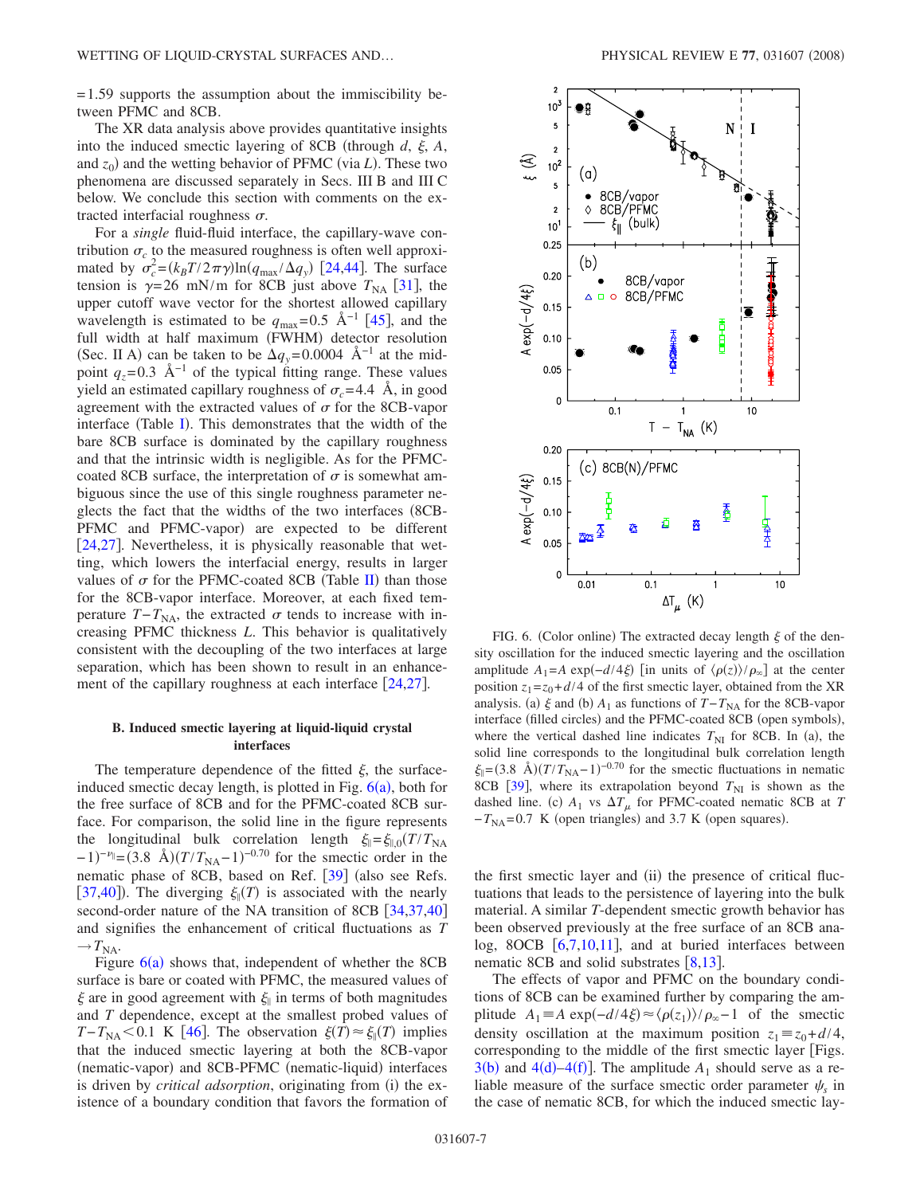=1.59 supports the assumption about the immiscibility between PFMC and 8CB.

The XR data analysis above provides quantitative insights into the induced smectic layering of 8CB (through $d$, $\xi$, $A$, and $z_0$) and the wetting behavior of PFMC (via $L$). These two phenomena are discussed separately in Secs. III B and III C below. We conclude this section with comments on the extracted interfacial roughness $\sigma$.

For a *single* fluid-fluid interface, the capillary-wave contribution $\sigma_c$ to the measured roughness is often well approximated by $\sigma_c^2=(k_BT/2\pi\gamma)\ln(q_{\max}/\Delta q_y)$ [24,44]. The surface tension is $\gamma=26$ mN/m for 8CB just above $T_{\mathrm{NA}}$ [31], the upper cutoff wave vector for the shortest allowed capillary wavelength is estimated to be $q_{\max}=0.5$ Å$^{-1}$ [45], and the full width at half maximum (FWHM) detector resolution (Sec. II A) can be taken to be $\Delta q_y=0.0004$ Å$^{-1}$ at the midpoint $q_z=0.3$ Å$^{-1}$ of the typical fitting range. These values yield an estimated capillary roughness of $\sigma_c=4.4$ Å, in good agreement with the extracted values of $\sigma$ for the 8CB-vapor interface (Table I). This demonstrates that the width of the bare 8CB surface is dominated by the capillary roughness and that the intrinsic width is negligible. As for the PFMC-coated 8CB surface, the interpretation of $\sigma$ is somewhat ambiguous since the use of this single roughness parameter neglects the fact that the widths of the two interfaces (8CB-PFMC and PFMC-vapor) are expected to be different [24,27]. Nevertheless, it is physically reasonable that wetting, which lowers the interfacial energy, results in larger values of $\sigma$ for the PFMC-coated 8CB (Table II) than those for the 8CB-vapor interface. Moreover, at each fixed temperature $T-T_{\mathrm{NA}}$, the extracted $\sigma$ tends to increase with increasing PFMC thickness $L$. This behavior is qualitatively consistent with the decoupling of the two interfaces at large separation, which has been shown to result in an enhancement of the capillary roughness at each interface [24,27].

### B. Induced smectic layering at liquid-liquid crystal interfaces

The temperature dependence of the fitted $\xi$, the surface-induced smectic decay length, is plotted in Fig. 6(a), both for the free surface of 8CB and for the PFMC-coated 8CB surface. For comparison, the solid line in the figure represents the longitudinal bulk correlation length $\xi_\parallel=\xi_{\parallel,0}(T/T_{\mathrm{NA}}-1)^{-\nu_\parallel}=(3.8\text{ Å})(T/T_{\mathrm{NA}}-1)^{-0.70}$ for the smectic order in the nematic phase of 8CB, based on Ref. [39] (also see Refs. [37,40]). The diverging $\xi_\parallel(T)$ is associated with the nearly second-order nature of the NA transition of 8CB [34,37,40] and signifies the enhancement of critical fluctuations as $T\rightarrow T_{\mathrm{NA}}$.

Figure 6(a) shows that, independent of whether the 8CB surface is bare or coated with PFMC, the measured values of $\xi$ are in good agreement with $\xi_\parallel$ in terms of both magnitudes and $T$ dependence, except at the smallest probed values of $T-T_{\mathrm{NA}}<0.1$ K [46]. The observation $\xi(T)\approx\xi_\parallel(T)$ implies that the induced smectic layering at both the 8CB-vapor (nematic-vapor) and 8CB-PFMC (nematic-liquid) interfaces is driven by *critical adsorption*, originating from (i) the existence of a boundary condition that favors the formation of the first smectic layer and (ii) the presence of critical fluctuations that leads to the persistence of layering into the bulk material. A similar $T$-dependent smectic growth behavior has been observed previously at the free surface of an 8CB analog, 8OCB [6,7,10,11], and at buried interfaces between nematic 8CB and solid substrates [8,13].

The effects of vapor and PFMC on the boundary conditions of 8CB can be examined further by comparing the amplitude $A_1\equiv A\exp(-d/4\xi)\approx\langle\rho(z_1)\rangle/\rho_\infty-1$ of the smectic density oscillation at the maximum position $z_1\equiv z_0+d/4$, corresponding to the middle of the first smectic layer [Figs. 3(b) and 4(d)–4(f)]. The amplitude $A_1$ should serve as a reliable measure of the surface smectic order parameter $\psi_s$ in the case of nematic 8CB, for which the induced smectic lay-

FIG. 6. (Color online) The extracted decay length $\xi$ of the density oscillation for the induced smectic layering and the oscillation amplitude $A_1=A\exp(-d/4\xi)$ [in units of $\langle\rho(z)\rangle/\rho_\infty$] at the center position $z_1=z_0+d/4$ of the first smectic layer, obtained from the XR analysis. (a) $\xi$ and (b) $A_1$ as functions of $T-T_{\mathrm{NA}}$ for the 8CB-vapor interface (filled circles) and the PFMC-coated 8CB (open symbols), where the vertical dashed line indicates $T_{\mathrm{NI}}$ for 8CB. In (a), the solid line corresponds to the longitudinal bulk correlation length $\xi_\parallel=(3.8\text{ Å})(T/T_{\mathrm{NA}}-1)^{-0.70}$ for the smectic fluctuations in nematic 8CB [39], where its extrapolation beyond $T_{\mathrm{NI}}$ is shown as the dashed line. (c) $A_1$ vs $\Delta T_\mu$ for PFMC-coated nematic 8CB at $T-T_{\mathrm{NA}}=0.7$ K (open triangles) and 3.7 K (open squares).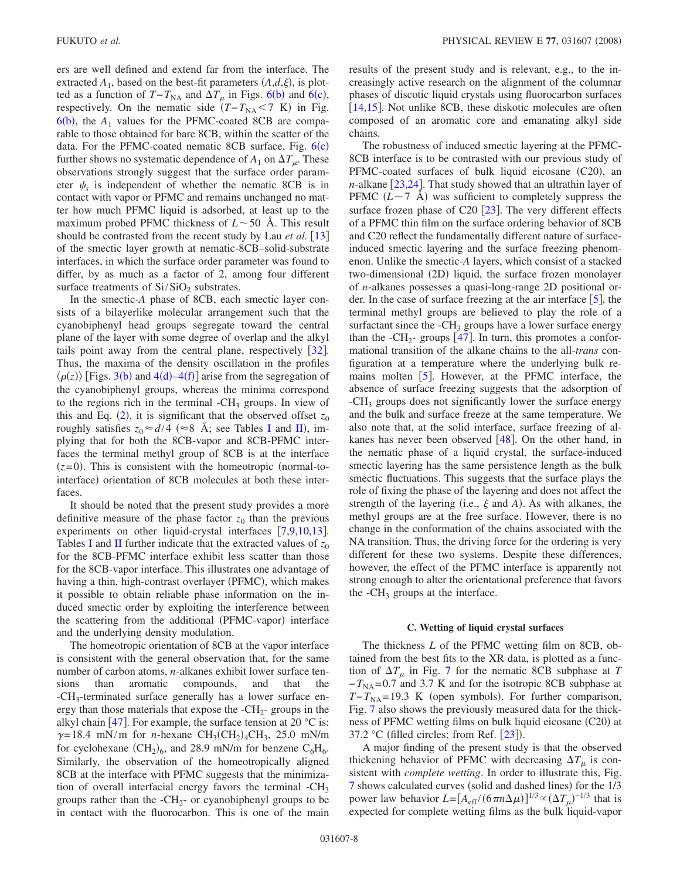ers are well defined and extend far from the interface. The extracted $A_1$, based on the best-fit parameters $(A, d, \xi)$, is plotted as a function of $T-T_{NA}$ and $\Delta T_\mu$ in Figs. 6(b) and 6(c), respectively. On the nematic side $(T-T_{NA}<7$ K) in Fig. 6(b), the $A_1$ values for the PFMC-coated 8CB are comparable to those obtained for bare 8CB, within the scatter of the data. For the PFMC-coated nematic 8CB surface, Fig. 6(c) further shows no systematic dependence of $A_1$ on $\Delta T_\mu$. These observations strongly suggest that the surface order parameter $\psi_s$ is independent of whether the nematic 8CB is in contact with vapor or PFMC and remains unchanged no matter how much PFMC liquid is adsorbed, at least up to the maximum probed PFMC thickness of $L \sim 50$ Å. This result should be contrasted from the recent study by Lau *et al.* [13] of the smectic layer growth at nematic-8CB–solid-substrate interfaces, in which the surface order parameter was found to differ, by as much as a factor of 2, among four different surface treatments of $Si/SiO_2$ substrates.

In the smectic-*A* phase of 8CB, each smectic layer consists of a bilayerlike molecular arrangement such that the cyanobiphenyl head groups segregate toward the central plane of the layer with some degree of overlap and the alkyl tails point away from the central plane, respectively [32]. Thus, the maxima of the density oscillation in the profiles $\langle \rho(z) \rangle$ [Figs. 3(b) and 4(d)–4(f)] arise from the segregation of the cyanobiphenyl groups, whereas the minima correspond to the regions rich in the terminal -$CH_3$ groups. In view of this and Eq. (2), it is significant that the observed offset $z_0$ roughly satisfies $z_0 \approx d/4$ ($\approx 8$ Å; see Tables I and II), implying that for both the 8CB-vapor and 8CB-PFMC interfaces the terminal methyl group of 8CB is at the interface $(z=0)$. This is consistent with the homeotropic (normal-to-interface) orientation of 8CB molecules at both these interfaces.

It should be noted that the present study provides a more definitive measure of the phase factor $z_0$ than the previous experiments on other liquid-crystal interfaces [7,9,10,13]. Tables I and II further indicate that the extracted values of $z_0$ for the 8CB-PFMC interface exhibit less scatter than those for the 8CB-vapor interface. This illustrates one advantage of having a thin, high-contrast overlayer (PFMC), which makes it possible to obtain reliable phase information on the induced smectic order by exploiting the interference between the scattering from the additional (PFMC-vapor) interface and the underlying density modulation.

The homeotropic orientation of 8CB at the vapor interface is consistent with the general observation that, for the same number of carbon atoms, *n*-alkanes exhibit lower surface tensions than aromatic compounds, and that the -$CH_3$-terminated surface generally has a lower surface energy than those materials that expose the -$CH_2$- groups in the alkyl chain [47]. For example, the surface tension at 20 °C is: $\gamma=18.4$ mN/m for *n*-hexane $CH_3(CH_2)_4CH_3$, 25.0 mN/m for cyclohexane $(CH_2)_6$, and 28.9 mN/m for benzene $C_6H_6$. Similarly, the observation of the homeotropically aligned 8CB at the interface with PFMC suggests that the minimization of overall interfacial energy favors the terminal -$CH_3$ groups rather than the -$CH_2$- or cyanobiphenyl groups to be in contact with the fluorocarbon. This is one of the main results of the present study and is relevant, e.g., to the increasingly active research on the alignment of the columnar phases of discotic liquid crystals using fluorocarbon surfaces [14,15]. Not unlike 8CB, these diskotic molecules are often composed of an aromatic core and emanating alkyl side chains.

The robustness of induced smectic layering at the PFMC-8CB interface is to be contrasted with our previous study of PFMC-coated surfaces of bulk liquid eicosane (C20), an *n*-alkane [23,24]. That study showed that an ultrathin layer of PFMC ($L \sim 7$ Å) was sufficient to completely suppress the surface frozen phase of C20 [23]. The very different effects of a PFMC thin film on the surface ordering behavior of 8CB and C20 reflect the fundamentally different nature of surface-induced smectic layering and the surface freezing phenomenon. Unlike the smectic-*A* layers, which consist of a stacked two-dimensional (2D) liquid, the surface frozen monolayer of *n*-alkanes possesses a quasi-long-range 2D positional order. In the case of surface freezing at the air interface [5], the terminal methyl groups are believed to play the role of a surfactant since the -$CH_3$ groups have a lower surface energy than the -$CH_2$- groups [47]. In turn, this promotes a conformational transition of the alkane chains to the all-*trans* configuration at a temperature where the underlying bulk remains molten [5]. However, at the PFMC interface, the absence of surface freezing suggests that the adsorption of -$CH_3$ groups does not significantly lower the surface energy and the bulk and surface freeze at the same temperature. We also note that, at the solid interface, surface freezing of alkanes has never been observed [48]. On the other hand, in the nematic phase of a liquid crystal, the surface-induced smectic layering has the same persistence length as the bulk smectic fluctuations. This suggests that the surface plays the role of fixing the phase of the layering and does not affect the strength of the layering (i.e., $\xi$ and $A$). As with alkanes, the methyl groups are at the free surface. However, there is no change in the conformation of the chains associated with the NA transition. Thus, the driving force for the ordering is very different for these two systems. Despite these differences, however, the effect of the PFMC interface is apparently not strong enough to alter the orientational preference that favors the -$CH_3$ groups at the interface.

### C. Wetting of liquid crystal surfaces

The thickness $L$ of the PFMC wetting film on 8CB, obtained from the best fits to the XR data, is plotted as a function of $\Delta T_\mu$ in Fig. 7 for the nematic 8CB subphase at $T-T_{NA}=0.7$ and 3.7 K and for the isotropic 8CB subphase at $T-T_{NA}=19.3$ K (open symbols). For further comparison, Fig. 7 also shows the previously measured data for the thickness of PFMC wetting films on bulk liquid eicosane (C20) at 37.2 °C (filled circles; from Ref. [23]).

A major finding of the present study is that the observed thickening behavior of PFMC with decreasing $\Delta T_\mu$ is consistent with *complete wetting*. In order to illustrate this, Fig. 7 shows calculated curves (solid and dashed lines) for the 1/3 power law behavior $L=[A_{\rm eff}/(6\pi n \Delta\mu)]^{1/3} \propto (\Delta T_\mu)^{-1/3}$ that is expected for complete wetting films as the bulk liquid-vapor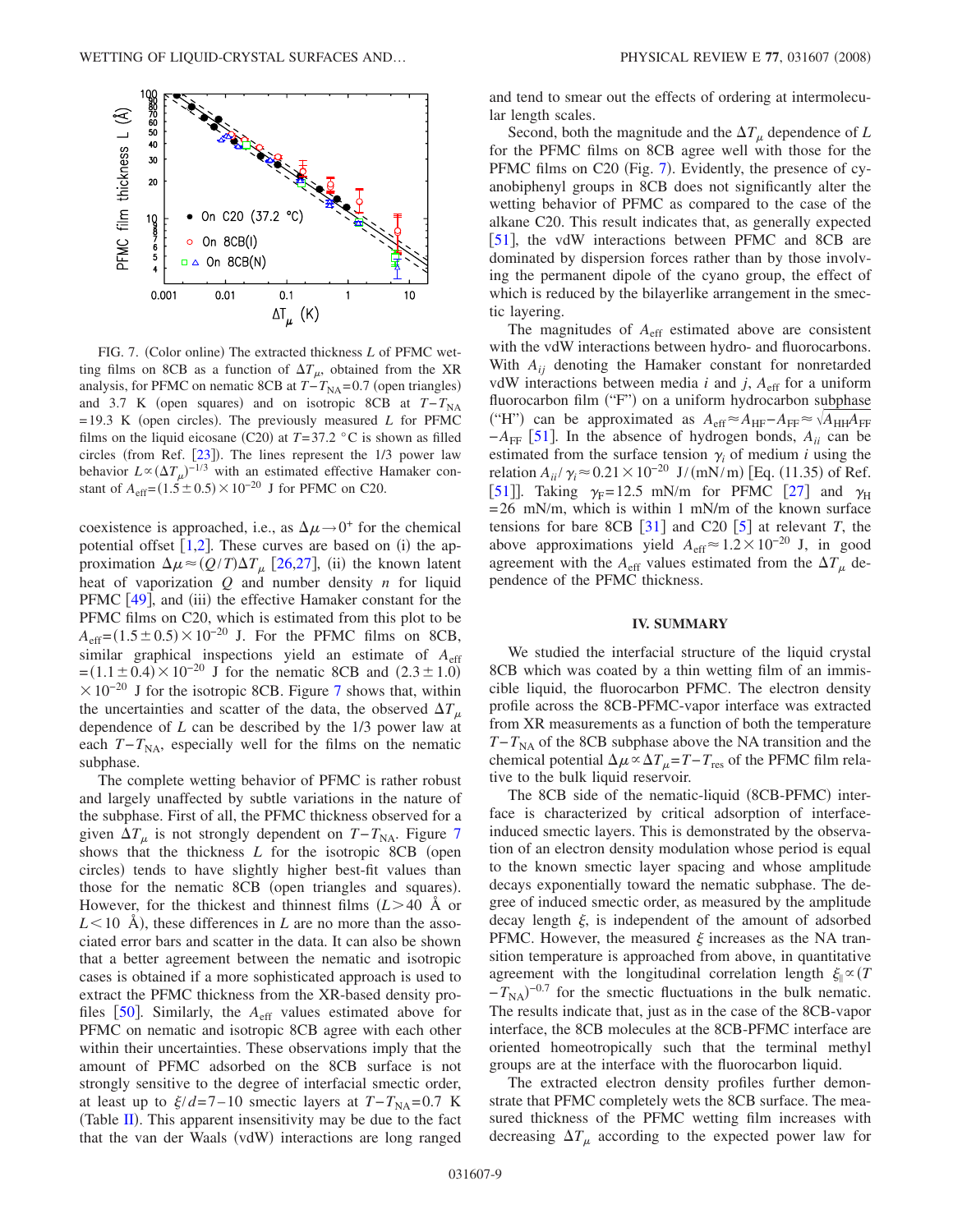FIG. 7. (Color online) The extracted thickness $L$ of PFMC wetting films on 8CB as a function of $\Delta T_{\mu}$, obtained from the XR analysis, for PFMC on nematic 8CB at $T-T_{NA}=0.7$ (open triangles) and 3.7 K (open squares) and on isotropic 8CB at $T-T_{NA}=19.3$ K (open circles). The previously measured $L$ for PFMC films on the liquid eicosane (C20) at $T=37.2$ °C is shown as filled circles (from Ref. [23]). The lines represent the 1/3 power law behavior $L \propto (\Delta T_{\mu})^{-1/3}$ with an estimated effective Hamaker constant of $A_{eff}=(1.5\pm0.5)\times10^{-20}$ J for PFMC on C20.

coexistence is approached, i.e., as $\Delta\mu \to 0^{+}$ for the chemical potential offset [1,2]. These curves are based on (i) the approximation $\Delta\mu \approx (Q/T)\Delta T_{\mu}$ [26,27], (ii) the known latent heat of vaporization $Q$ and number density $n$ for liquid PFMC [49], and (iii) the effective Hamaker constant for the PFMC films on C20, which is estimated from this plot to be $A_{eff}=(1.5\pm0.5)\times10^{-20}$ J. For the PFMC films on 8CB, similar graphical inspections yield an estimate of $A_{eff}=(1.1\pm0.4)\times10^{-20}$ J for the nematic 8CB and $(2.3\pm1.0)\times10^{-20}$ J for the isotropic 8CB. Figure 7 shows that, within the uncertainties and scatter of the data, the observed $\Delta T_{\mu}$ dependence of $L$ can be described by the 1/3 power law at each $T-T_{NA}$, especially well for the films on the nematic subphase.

The complete wetting behavior of PFMC is rather robust and largely unaffected by subtle variations in the nature of the subphase. First of all, the PFMC thickness observed for a given $\Delta T_{\mu}$ is not strongly dependent on $T-T_{NA}$. Figure 7 shows that the thickness $L$ for the isotropic 8CB (open circles) tends to have slightly higher best-fit values than those for the nematic 8CB (open triangles and squares). However, for the thickest and thinnest films ($L>40$ Å or $L<10$ Å), these differences in $L$ are no more than the associated error bars and scatter in the data. It can also be shown that a better agreement between the nematic and isotropic cases is obtained if a more sophisticated approach is used to extract the PFMC thickness from the XR-based density profiles [50]. Similarly, the $A_{eff}$ values estimated above for PFMC on nematic and isotropic 8CB agree with each other within their uncertainties. These observations imply that the amount of PFMC adsorbed on the 8CB surface is not strongly sensitive to the degree of interfacial smectic order, at least up to $\xi/d=7$–10 smectic layers at $T-T_{NA}=0.7$ K (Table II). This apparent insensitivity may be due to the fact that the van der Waals (vdW) interactions are long ranged and tend to smear out the effects of ordering at intermolecular length scales.

Second, both the magnitude and the $\Delta T_{\mu}$ dependence of $L$ for the PFMC films on 8CB agree well with those for the PFMC films on C20 (Fig. 7). Evidently, the presence of cyanobiphenyl groups in 8CB does not significantly alter the wetting behavior of PFMC as compared to the case of the alkane C20. This result indicates that, as generally expected [51], the vdW interactions between PFMC and 8CB are dominated by dispersion forces rather than by those involving the permanent dipole of the cyano group, the effect of which is reduced by the bilayerlike arrangement in the smectic layering.

The magnitudes of $A_{eff}$ estimated above are consistent with the vdW interactions between hydro- and fluorocarbons. With $A_{ij}$ denoting the Hamaker constant for nonretarded vdW interactions between media $i$ and $j$, $A_{eff}$ for a uniform fluorocarbon film ("F") on a uniform hydrocarbon subphase ("H") can be approximated as $A_{eff} \approx A_{HF}-A_{FF} \approx \sqrt{A_{HH}A_{FF}}-A_{FF}$ [51]. In the absence of hydrogen bonds, $A_{ii}$ can be estimated from the surface tension $\gamma_i$ of medium $i$ using the relation $A_{ii}/\gamma_i \approx 0.21\times10^{-20}$ J/(mN/m) [Eq. (11.35) of Ref. [51]]. Taking $\gamma_F=12.5$ mN/m for PFMC [27] and $\gamma_H=26$ mN/m, which is within 1 mN/m of the known surface tensions for bare 8CB [31] and C20 [5] at relevant $T$, the above approximations yield $A_{eff} \approx 1.2\times10^{-20}$ J, in good agreement with the $A_{eff}$ values estimated from the $\Delta T_{\mu}$ dependence of the PFMC thickness.

## IV. SUMMARY

We studied the interfacial structure of the liquid crystal 8CB which was coated by a thin wetting film of an immiscible liquid, the fluorocarbon PFMC. The electron density profile across the 8CB-PFMC-vapor interface was extracted from XR measurements as a function of both the temperature $T-T_{NA}$ of the 8CB subphase above the NA transition and the chemical potential $\Delta\mu \propto \Delta T_{\mu}=T-T_{res}$ of the PFMC film relative to the bulk liquid reservoir.

The 8CB side of the nematic-liquid (8CB-PFMC) interface is characterized by critical adsorption of interface-induced smectic layers. This is demonstrated by the observation of an electron density modulation whose period is equal to the known smectic layer spacing and whose amplitude decays exponentially toward the nematic subphase. The degree of induced smectic order, as measured by the amplitude decay length $\xi$, is independent of the amount of adsorbed PFMC. However, the measured $\xi$ increases as the NA transition temperature is approached from above, in quantitative agreement with the longitudinal correlation length $\xi_{\parallel} \propto (T-T_{NA})^{-0.7}$ for the smectic fluctuations in the bulk nematic. The results indicate that, just as in the case of the 8CB-vapor interface, the 8CB molecules at the 8CB-PFMC interface are oriented homeotropically such that the terminal methyl groups are at the interface with the fluorocarbon liquid.

The extracted electron density profiles further demonstrate that PFMC completely wets the 8CB surface. The measured thickness of the PFMC wetting film increases with decreasing $\Delta T_{\mu}$ according to the expected power law for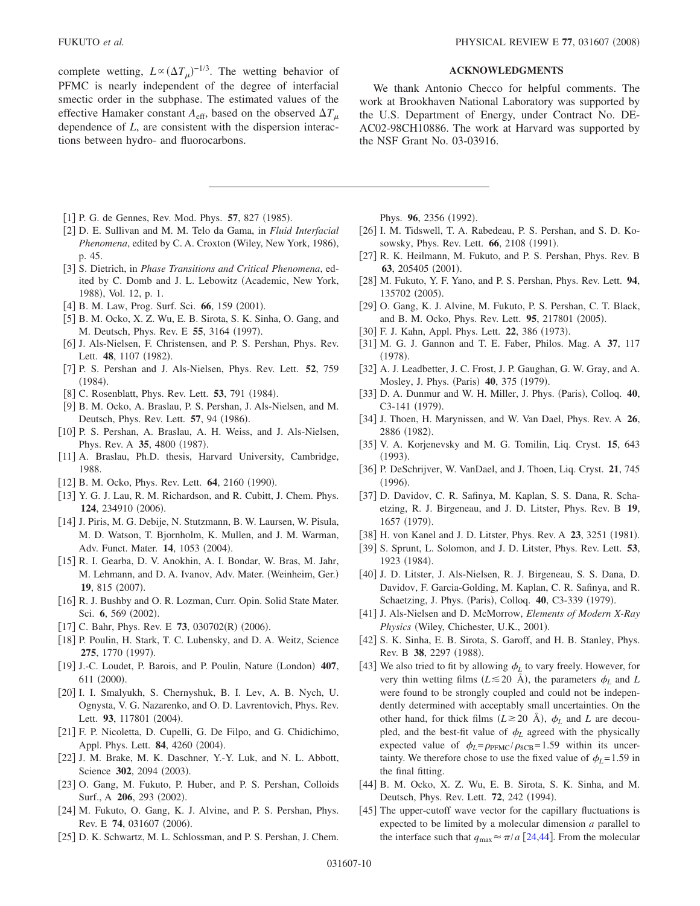complete wetting, $L \propto (\Delta T_\mu)^{-1/3}$. The wetting behavior of PFMC is nearly independent of the degree of interfacial smectic order in the subphase. The estimated values of the effective Hamaker constant $A_{\rm eff}$, based on the observed $\Delta T_\mu$ dependence of $L$, are consistent with the dispersion interactions between hydro- and fluorocarbons.

## ACKNOWLEDGMENTS

We thank Antonio Checco for helpful comments. The work at Brookhaven National Laboratory was supported by the U.S. Department of Energy, under Contract No. DE-AC02-98CH10886. The work at Harvard was supported by the NSF Grant No. 03-03916.

---

[1] P. G. de Gennes, Rev. Mod. Phys. **57**, 827 (1985).

[2] D. E. Sullivan and M. M. Telo da Gama, in *Fluid Interfacial Phenomena*, edited by C. A. Croxton (Wiley, New York, 1986), p. 45.

[3] S. Dietrich, in *Phase Transitions and Critical Phenomena*, edited by C. Domb and J. L. Lebowitz (Academic, New York, 1988), Vol. 12, p. 1.

[4] B. M. Law, Prog. Surf. Sci. **66**, 159 (2001).

[5] B. M. Ocko, X. Z. Wu, E. B. Sirota, S. K. Sinha, O. Gang, and M. Deutsch, Phys. Rev. E **55**, 3164 (1997).

[6] J. Als-Nielsen, F. Christensen, and P. S. Pershan, Phys. Rev. Lett. **48**, 1107 (1982).

[7] P. S. Pershan and J. Als-Nielsen, Phys. Rev. Lett. **52**, 759 (1984).

[8] C. Rosenblatt, Phys. Rev. Lett. **53**, 791 (1984).

[9] B. M. Ocko, A. Braslau, P. S. Pershan, J. Als-Nielsen, and M. Deutsch, Phys. Rev. Lett. **57**, 94 (1986).

[10] P. S. Pershan, A. Braslau, A. H. Weiss, and J. Als-Nielsen, Phys. Rev. A **35**, 4800 (1987).

[11] A. Braslau, Ph.D. thesis, Harvard University, Cambridge, 1988.

[12] B. M. Ocko, Phys. Rev. Lett. **64**, 2160 (1990).

[13] Y. G. J. Lau, R. M. Richardson, and R. Cubitt, J. Chem. Phys. **124**, 234910 (2006).

[14] J. Piris, M. G. Debije, N. Stutzmann, B. W. Laursen, W. Pisula, M. D. Watson, T. Bjornholm, K. Mullen, and J. M. Warman, Adv. Funct. Mater. **14**, 1053 (2004).

[15] R. I. Gearba, D. V. Anokhin, A. I. Bondar, W. Bras, M. Jahr, M. Lehmann, and D. A. Ivanov, Adv. Mater. (Weinheim, Ger.) **19**, 815 (2007).

[16] R. J. Bushby and O. R. Lozman, Curr. Opin. Solid State Mater. Sci. **6**, 569 (2002).

[17] C. Bahr, Phys. Rev. E **73**, 030702(R) (2006).

[18] P. Poulin, H. Stark, T. C. Lubensky, and D. A. Weitz, Science **275**, 1770 (1997).

[19] J.-C. Loudet, P. Barois, and P. Poulin, Nature (London) **407**, 611 (2000).

[20] I. I. Smalyukh, S. Chernyshuk, B. I. Lev, A. B. Nych, U. Ognysta, V. G. Nazarenko, and O. D. Lavrentovich, Phys. Rev. Lett. **93**, 117801 (2004).

[21] F. P. Nicoletta, D. Cupelli, G. De Filpo, and G. Chidichimo, Appl. Phys. Lett. **84**, 4260 (2004).

[22] J. M. Brake, M. K. Daschner, Y.-Y. Luk, and N. L. Abbott, Science **302**, 2094 (2003).

[23] O. Gang, M. Fukuto, P. Huber, and P. S. Pershan, Colloids Surf., A **206**, 293 (2002).

[24] M. Fukuto, O. Gang, K. J. Alvine, and P. S. Pershan, Phys. Rev. E **74**, 031607 (2006).

[25] D. K. Schwartz, M. L. Schlossman, and P. S. Pershan, J. Chem. Phys. **96**, 2356 (1992).

[26] I. M. Tidswell, T. A. Rabedeau, P. S. Pershan, and S. D. Kosowsky, Phys. Rev. Lett. **66**, 2108 (1991).

[27] R. K. Heilmann, M. Fukuto, and P. S. Pershan, Phys. Rev. B **63**, 205405 (2001).

[28] M. Fukuto, Y. F. Yano, and P. S. Pershan, Phys. Rev. Lett. **94**, 135702 (2005).

[29] O. Gang, K. J. Alvine, M. Fukuto, P. S. Pershan, C. T. Black, and B. M. Ocko, Phys. Rev. Lett. **95**, 217801 (2005).

[30] F. J. Kahn, Appl. Phys. Lett. **22**, 386 (1973).

[31] M. G. J. Gannon and T. E. Faber, Philos. Mag. A **37**, 117 (1978).

[32] A. J. Leadbetter, J. C. Frost, J. P. Gaughan, G. W. Gray, and A. Mosley, J. Phys. (Paris) **40**, 375 (1979).

[33] D. A. Dunmur and W. H. Miller, J. Phys. (Paris), Colloq. **40**, C3-141 (1979).

[34] J. Thoen, H. Marynissen, and W. Van Dael, Phys. Rev. A **26**, 2886 (1982).

[35] V. A. Korjenevsky and M. G. Tomilin, Liq. Cryst. **15**, 643 (1993).

[36] P. DeSchrijver, W. VanDael, and J. Thoen, Liq. Cryst. **21**, 745 (1996).

[37] D. Davidov, C. R. Safinya, M. Kaplan, S. S. Dana, R. Schaetzing, R. J. Birgeneau, and J. D. Litster, Phys. Rev. B **19**, 1657 (1979).

[38] H. von Kanel and J. D. Litster, Phys. Rev. A **23**, 3251 (1981).

[39] S. Sprunt, L. Solomon, and J. D. Litster, Phys. Rev. Lett. **53**, 1923 (1984).

[40] J. D. Litster, J. Als-Nielsen, R. J. Birgeneau, S. S. Dana, D. Davidov, F. Garcia-Golding, M. Kaplan, C. R. Safinya, and R. Schaetzing, J. Phys. (Paris), Colloq. **40**, C3-339 (1979).

[41] J. Als-Nielsen and D. McMorrow, *Elements of Modern X-Ray Physics* (Wiley, Chichester, U.K., 2001).

[42] S. K. Sinha, E. B. Sirota, S. Garoff, and H. B. Stanley, Phys. Rev. B **38**, 2297 (1988).

[43] We also tried to fit by allowing $\phi_L$ to vary freely. However, for very thin wetting films ($L \lesssim 20$ Å), the parameters $\phi_L$ and $L$ were found to be strongly coupled and could not be independently determined with acceptably small uncertainties. On the other hand, for thick films ($L \gtrsim 20$ Å), $\phi_L$ and $L$ are decoupled, and the best-fit value of $\phi_L$ agreed with the physically expected value of $\phi_L = \rho_{\rm PFMC}/\rho_{\rm 8CB} = 1.59$ within its uncertainty. We therefore chose to use the fixed value of $\phi_L = 1.59$ in the final fitting.

[44] B. M. Ocko, X. Z. Wu, E. B. Sirota, S. K. Sinha, and M. Deutsch, Phys. Rev. Lett. **72**, 242 (1994).

[45] The upper-cutoff wave vector for the capillary fluctuations is expected to be limited by a molecular dimension $a$ parallel to the interface such that $q_{\rm max} \approx \pi/a$ [24,44]. From the molecular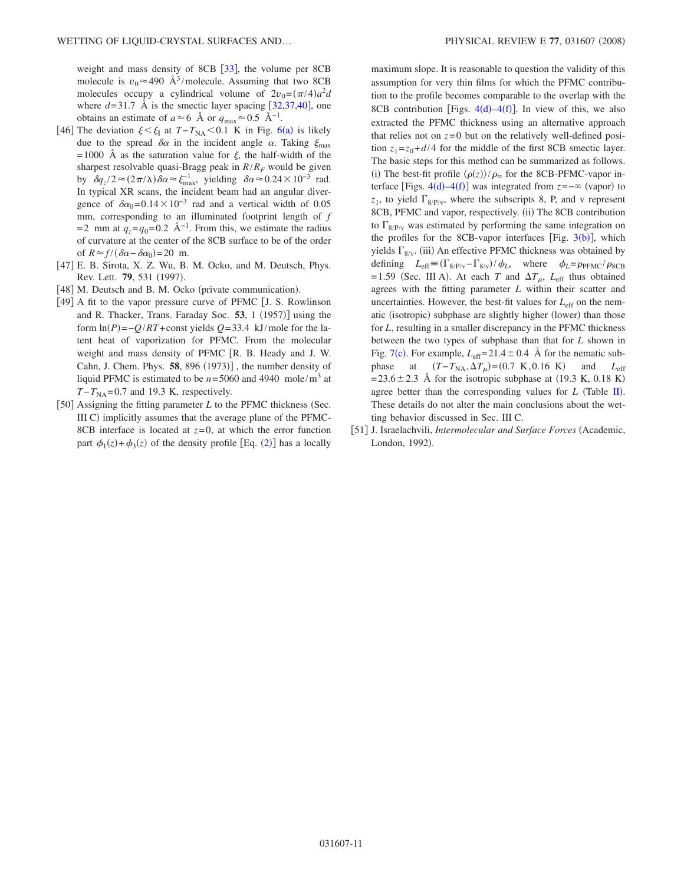weight and mass density of 8CB [33], the volume per 8CB molecule is $v_0 \approx 490$ Å$^3$/molecule. Assuming that two 8CB molecules occupy a cylindrical volume of $2v_0 = (\pi/4)a^2 d$ where $d = 31.7$ Å is the smectic layer spacing [32,37,40], one obtains an estimate of $a \approx 6$ Å or $q_{max} \approx 0.5$ Å$^{-1}$.

[46] The deviation $\xi < \xi_\parallel$ at $T - T_{NA} < 0.1$ K in Fig. 6(a) is likely due to the spread $\delta\alpha$ in the incident angle $\alpha$. Taking $\xi_{max} = 1000$ Å as the saturation value for $\xi$, the half-width of the sharpest resolvable quasi-Bragg peak in $R/R_F$ would be given by $\delta q_z / 2 \approx (2\pi/\lambda)\delta\alpha \approx \xi_{max}^{-1}$, yielding $\delta\alpha \approx 0.24 \times 10^{-3}$ rad. In typical XR scans, the incident beam had an angular divergence of $\delta\alpha_0 = 0.14 \times 10^{-3}$ rad and a vertical width of 0.05 mm, corresponding to an illuminated footprint length of $f = 2$ mm at $q_z = q_0 = 0.2$ Å$^{-1}$. From this, we estimate the radius of curvature at the center of the 8CB surface to be of the order of $R \approx f/(\delta\alpha - \delta\alpha_0) = 20$ m.

[47] E. B. Sirota, X. Z. Wu, B. M. Ocko, and M. Deutsch, Phys. Rev. Lett. **79**, 531 (1997).

[48] M. Deutsch and B. M. Ocko (private communication).

[49] A fit to the vapor pressure curve of PFMC [J. S. Rowlinson and R. Thacker, Trans. Faraday Soc. **53**, 1 (1957)] using the form $\ln(P) = -Q/RT + \text{const}$ yields $Q = 33.4$ kJ/mole for the latent heat of vaporization for PFMC. From the molecular weight and mass density of PFMC [R. B. Heady and J. W. Cahn, J. Chem. Phys. **58**, 896 (1973)], the number density of liquid PFMC is estimated to be $n = 5060$ and 4940 mole/m$^3$ at $T - T_{NA} = 0.7$ and 19.3 K, respectively.

[50] Assigning the fitting parameter $L$ to the PFMC thickness (Sec. III C) implicitly assumes that the average plane of the PFMC-8CB interface is located at $z = 0$, at which the error function part $\phi_1(z) + \phi_3(z)$ of the density profile [Eq. (2)] has a locally maximum slope. It is reasonable to question the validity of this assumption for very thin films for which the PFMC contribution to the profile becomes comparable to the overlap with the 8CB contribution [Figs. 4(d)–4(f)]. In view of this, we also extracted the PFMC thickness using an alternative approach that relies not on $z = 0$ but on the relatively well-defined position $z_1 = z_0 + d/4$ for the middle of the first 8CB smectic layer. The basic steps for this method can be summarized as follows. (i) The best-fit profile $\langle\rho(z)\rangle/\rho_\infty$ for the 8CB-PFMC-vapor interface [Figs. 4(d)–4(f)] was integrated from $z = -\infty$ (vapor) to $z_1$, to yield $\Gamma_{8/P/v}$, where the subscripts 8, P, and v represent 8CB, PFMC and vapor, respectively. (ii) The 8CB contribution to $\Gamma_{8/P/v}$ was estimated by performing the same integration on the profiles for the 8CB-vapor interfaces [Fig. 3(b)], which yields $\Gamma_{8/v}$. (iii) An effective PFMC thickness was obtained by defining $L_{eff} \equiv (\Gamma_{8/P/v} - \Gamma_{8/v})/\phi_L$, where $\phi_L = \rho_{PFMC}/\rho_{8CB} = 1.59$ (Sec. III A). At each $T$ and $\Delta T_\mu$, $L_{eff}$ thus obtained agrees with the fitting parameter $L$ within their scatter and uncertainties. However, the best-fit values for $L_{eff}$ on the nematic (isotropic) subphase are slightly higher (lower) than those for $L$, resulting in a smaller discrepancy in the PFMC thickness between the two types of subphase than that for $L$ shown in Fig. 7(c). For example, $L_{eff} = 21.4 \pm 0.4$ Å for the nematic subphase at $(T - T_{NA}, \Delta T_\mu) = (0.7\text{ K}, 0.16\text{ K})$ and $L_{eff} = 23.6 \pm 2.3$ Å for the isotropic subphase at (19.3 K, 0.18 K) agree better than the corresponding values for $L$ (Table II). These details do not alter the main conclusions about the wetting behavior discussed in Sec. III C.

[51] J. Israelachvili, *Intermolecular and Surface Forces* (Academic, London, 1992).